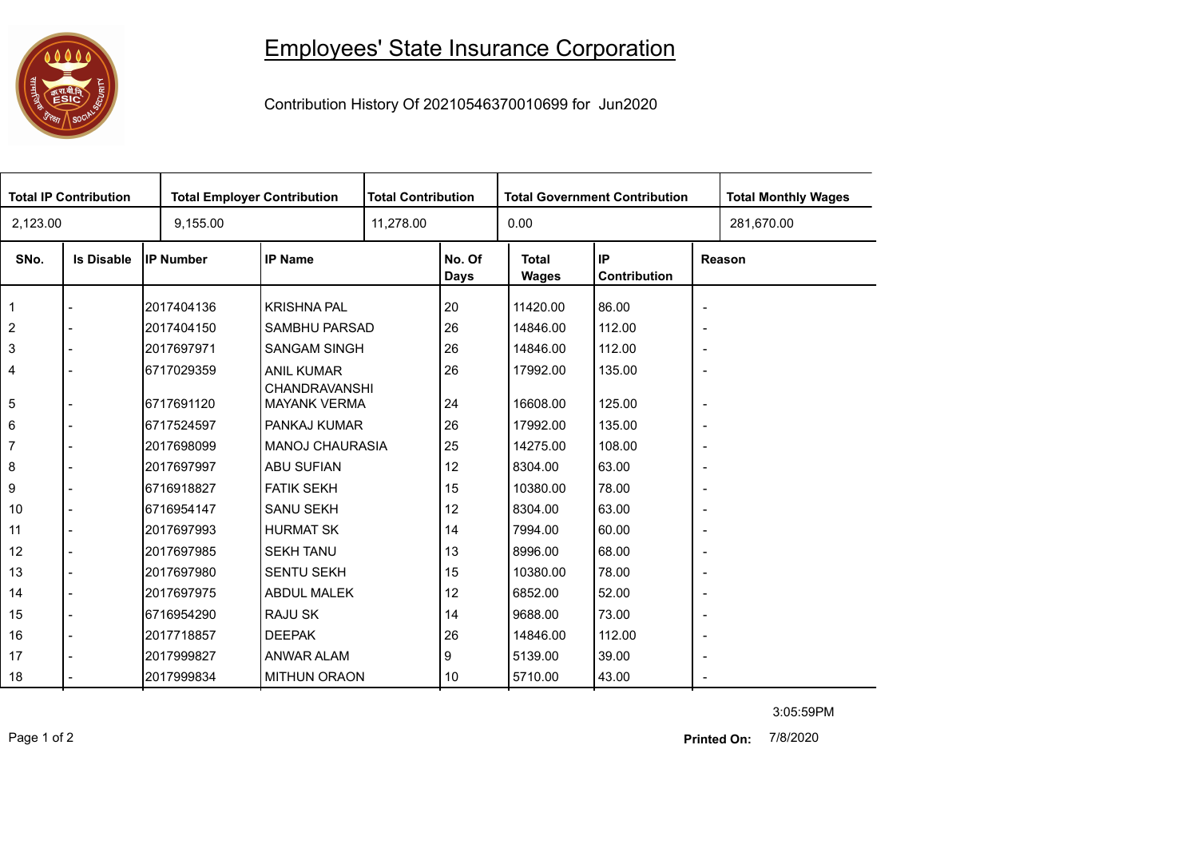# Employees' State Insurance Corporation

Contribution History Of 20210546370010699 for Jun2020

| Total IP Contribution | Total Employer Contribution | Total Contribution | Total Government Contribution | Total Monthly Wages |
|---|---|---|---|---|
| 2,123.00 | 9,155.00 | 11,278.00 | 0.00 | 281,670.00 |

| SNo. | Is Disable | IP Number | IP Name | No. Of Days | Total Wages | IP Contribution | Reason |
|---|---|---|---|---|---|---|---|
| 1 | - | 2017404136 | KRISHNA PAL | 20 | 11420.00 | 86.00 | - |
| 2 | - | 2017404150 | SAMBHU PARSAD | 26 | 14846.00 | 112.00 | - |
| 3 | - | 2017697971 | SANGAM SINGH | 26 | 14846.00 | 112.00 | - |
| 4 | - | 6717029359 | ANIL KUMAR CHANDRAVANSHI | 26 | 17992.00 | 135.00 | - |
| 5 | - | 6717691120 | MAYANK VERMA | 24 | 16608.00 | 125.00 | - |
| 6 | - | 6717524597 | PANKAJ KUMAR | 26 | 17992.00 | 135.00 | - |
| 7 | - | 2017698099 | MANOJ CHAURASIA | 25 | 14275.00 | 108.00 | - |
| 8 | - | 2017697997 | ABU SUFIAN | 12 | 8304.00 | 63.00 | - |
| 9 | - | 6716918827 | FATIK SEKH | 15 | 10380.00 | 78.00 | - |
| 10 | - | 6716954147 | SANU SEKH | 12 | 8304.00 | 63.00 | - |
| 11 | - | 2017697993 | HURMAT SK | 14 | 7994.00 | 60.00 | - |
| 12 | - | 2017697985 | SEKH TANU | 13 | 8996.00 | 68.00 | - |
| 13 | - | 2017697980 | SENTU SEKH | 15 | 10380.00 | 78.00 | - |
| 14 | - | 2017697975 | ABDUL MALEK | 12 | 6852.00 | 52.00 | - |
| 15 | - | 6716954290 | RAJU SK | 14 | 9688.00 | 73.00 | - |
| 16 | - | 2017718857 | DEEPAK | 26 | 14846.00 | 112.00 | - |
| 17 | - | 2017999827 | ANWAR ALAM | 9 | 5139.00 | 39.00 | - |
| 18 | - | 2017999834 | MITHUN ORAON | 10 | 5710.00 | 43.00 | - |

3:05:59PM

**Printed On:** 7/8/2020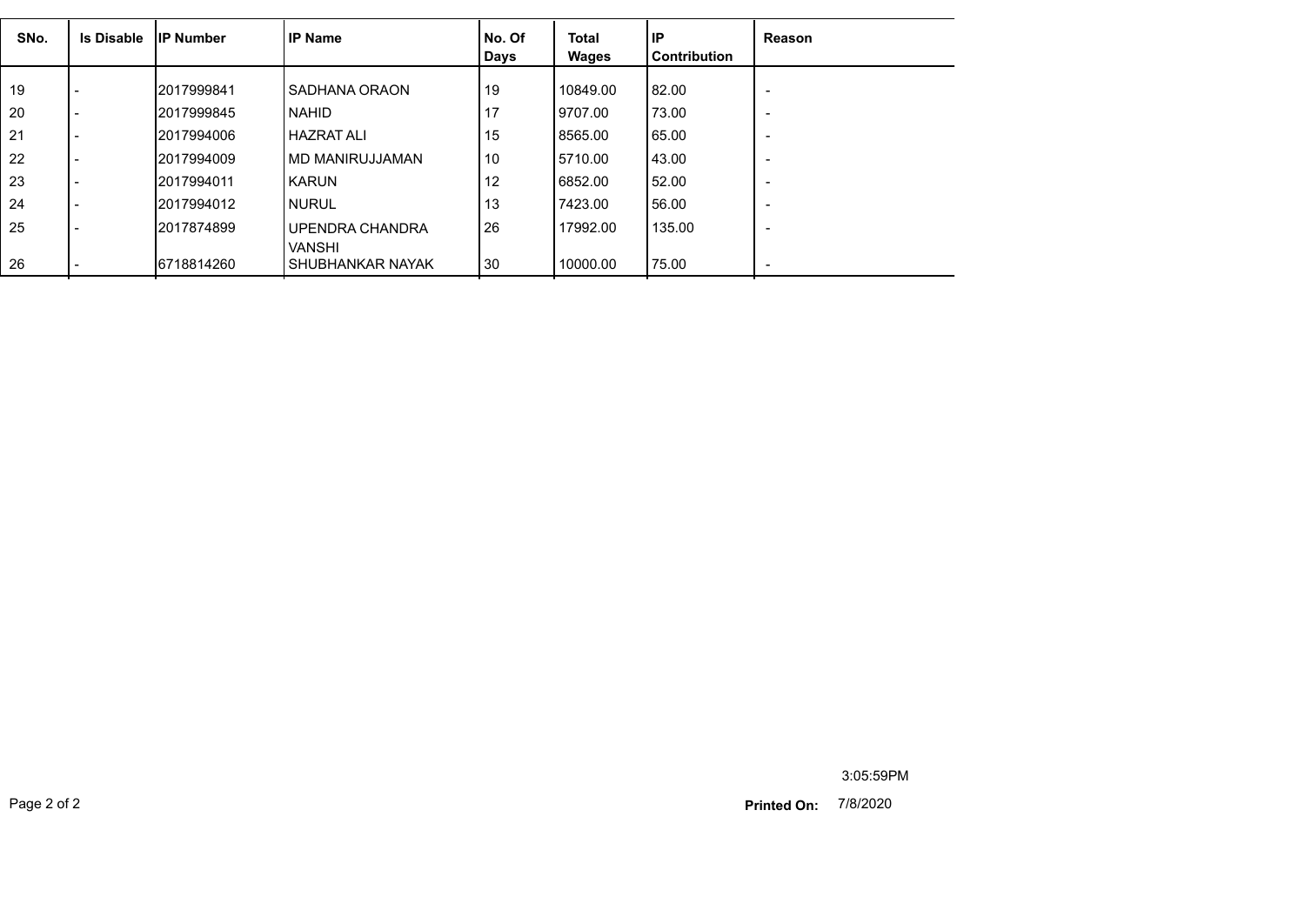| SNo. | Is Disable | IP Number | IP Name | No. Of Days | Total Wages | IP Contribution | Reason |
|---|---|---|---|---|---|---|---|
| 19 | - | 2017999841 | SADHANA ORAON | 19 | 10849.00 | 82.00 | - |
| 20 | - | 2017999845 | NAHID | 17 | 9707.00 | 73.00 | - |
| 21 | - | 2017994006 | HAZRAT ALI | 15 | 8565.00 | 65.00 | - |
| 22 | - | 2017994009 | MD MANIRUJJAMAN | 10 | 5710.00 | 43.00 | - |
| 23 | - | 2017994011 | KARUN | 12 | 6852.00 | 52.00 | - |
| 24 | - | 2017994012 | NURUL | 13 | 7423.00 | 56.00 | - |
| 25 | - | 2017874899 | UPENDRA CHANDRA VANSHI | 26 | 17992.00 | 135.00 | - |
| 26 | - | 6718814260 | SHUBHANKAR NAYAK | 30 | 10000.00 | 75.00 | - |

3:05:59PM

**Printed On:** 7/8/2020